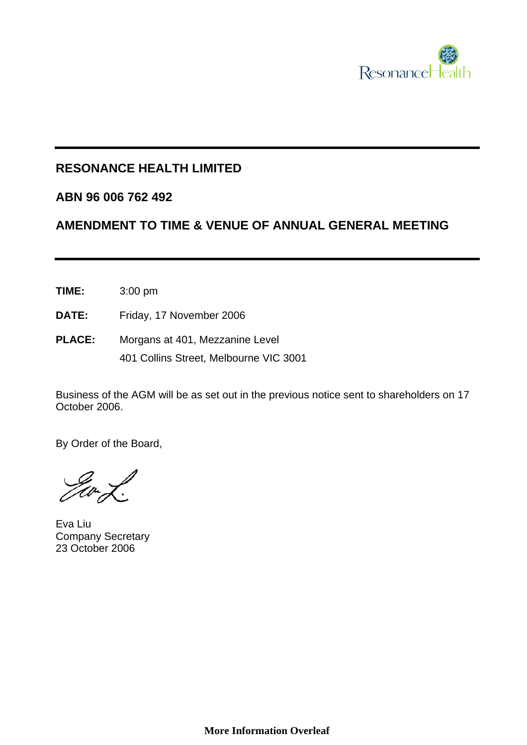# RESONANCE HEALTH LIMITED

## ABN 96 006 762 492

## AMENDMENT TO TIME & VENUE OF ANNUAL GENERAL MEETING

**TIME:** 3:00 pm

**DATE:** Friday, 17 November 2006

**PLACE:** Morgans at 401, Mezzanine Level
401 Collins Street, Melbourne VIC 3001

Business of the AGM will be as set out in the previous notice sent to shareholders on 17 October 2006.

By Order of the Board,

Eva Liu
Company Secretary
23 October 2006

**More Information Overleaf**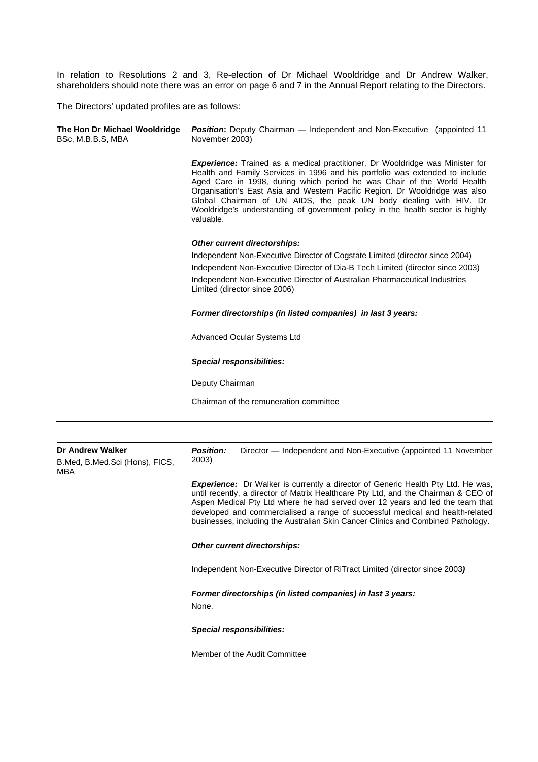In relation to Resolutions 2 and 3, Re-election of Dr Michael Wooldridge and Dr Andrew Walker, shareholders should note there was an error on page 6 and 7 in the Annual Report relating to the Directors.

The Directors' updated profiles are as follows:

| | |
|---|---|
| **The Hon Dr Michael Wooldridge**<br>BSc, M.B.B.S, MBA | ***Position*:** Deputy Chairman — Independent and Non-Executive (appointed 11 November 2003)<br><br>***Experience:*** Trained as a medical practitioner, Dr Wooldridge was Minister for Health and Family Services in 1996 and his portfolio was extended to include Aged Care in 1998, during which period he was Chair of the World Health Organisation's East Asia and Western Pacific Region. Dr Wooldridge was also Global Chairman of UN AIDS, the peak UN body dealing with HIV. Dr Wooldridge's understanding of government policy in the health sector is highly valuable.<br><br>***Other current directorships:***<br>Independent Non-Executive Director of Cogstate Limited (director since 2004)<br>Independent Non-Executive Director of Dia-B Tech Limited (director since 2003)<br>Independent Non-Executive Director of Australian Pharmaceutical Industries Limited (director since 2006)<br><br>***Former directorships (in listed companies) in last 3 years:***<br>Advanced Ocular Systems Ltd<br><br>***Special responsibilities:***<br>Deputy Chairman<br>Chairman of the remuneration committee |

| | |
|---|---|
| **Dr Andrew Walker**<br>B.Med, B.Med.Sci (Hons), FICS, MBA | ***Position:*** Director — Independent and Non-Executive (appointed 11 November 2003)<br><br>***Experience:*** Dr Walker is currently a director of Generic Health Pty Ltd. He was, until recently, a director of Matrix Healthcare Pty Ltd, and the Chairman & CEO of Aspen Medical Pty Ltd where he had served over 12 years and led the team that developed and commercialised a range of successful medical and health-related businesses, including the Australian Skin Cancer Clinics and Combined Pathology.<br><br>***Other current directorships:***<br>Independent Non-Executive Director of RiTract Limited (director since 2003)<br><br>***Former directorships (in listed companies) in last 3 years:***<br>None.<br><br>***Special responsibilities:***<br>Member of the Audit Committee |